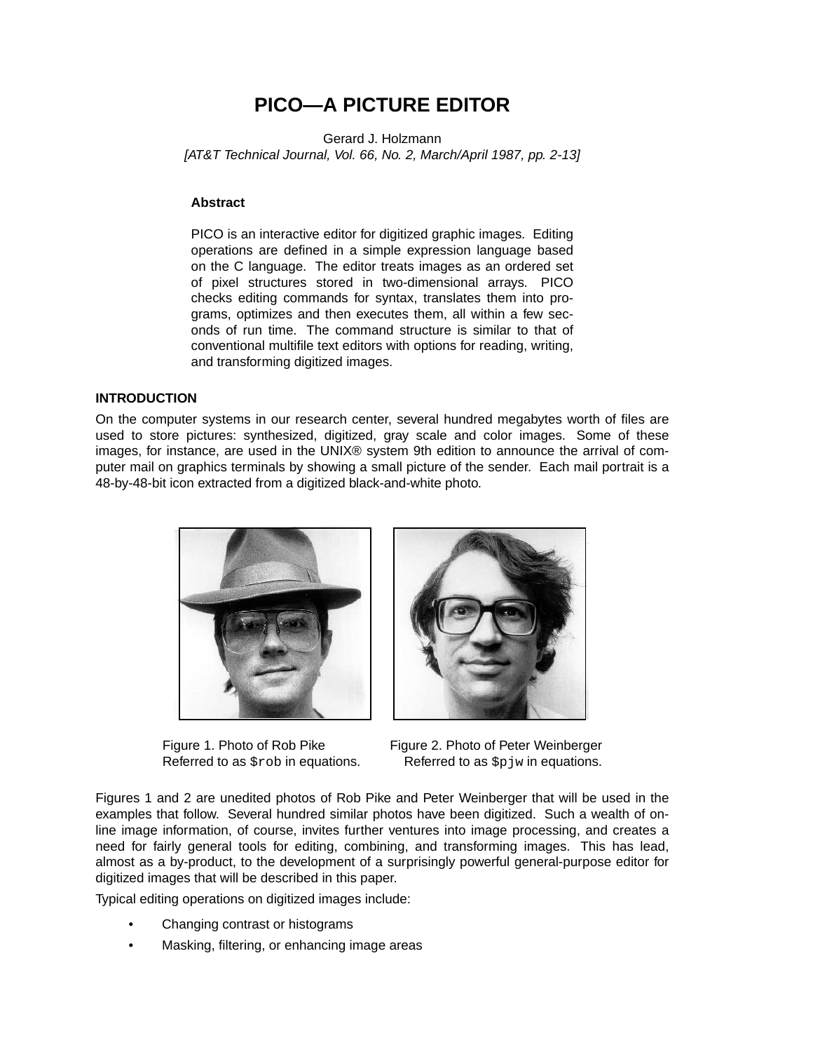# PICO—A PICTURE EDITOR

Gerard J. Holzmann

*[AT&T Technical Journal, Vol. 66, No. 2, March/April 1987, pp. 2-13]*

**Abstract**

PICO is an interactive editor for digitized graphic images. Editing operations are defined in a simple expression language based on the C language. The editor treats images as an ordered set of pixel structures stored in two-dimensional arrays. PICO checks editing commands for syntax, translates them into programs, optimizes and then executes them, all within a few seconds of run time. The command structure is similar to that of conventional multifile text editors with options for reading, writing, and transforming digitized images.

## INTRODUCTION

On the computer systems in our research center, several hundred megabytes worth of files are used to store pictures: synthesized, digitized, gray scale and color images. Some of these images, for instance, are used in the UNIX® system 9th edition to announce the arrival of computer mail on graphics terminals by showing a small picture of the sender. Each mail portrait is a 48-by-48-bit icon extracted from a digitized black-and-white photo.

Figure 1. Photo of Rob Pike
Referred to as `$rob` in equations.

Figure 2. Photo of Peter Weinberger
Referred to as `$pjw` in equations.

Figures 1 and 2 are unedited photos of Rob Pike and Peter Weinberger that will be used in the examples that follow. Several hundred similar photos have been digitized. Such a wealth of on-line image information, of course, invites further ventures into image processing, and creates a need for fairly general tools for editing, combining, and transforming images. This has lead, almost as a by-product, to the development of a surprisingly powerful general-purpose editor for digitized images that will be described in this paper.

Typical editing operations on digitized images include:

- Changing contrast or histograms
- Masking, filtering, or enhancing image areas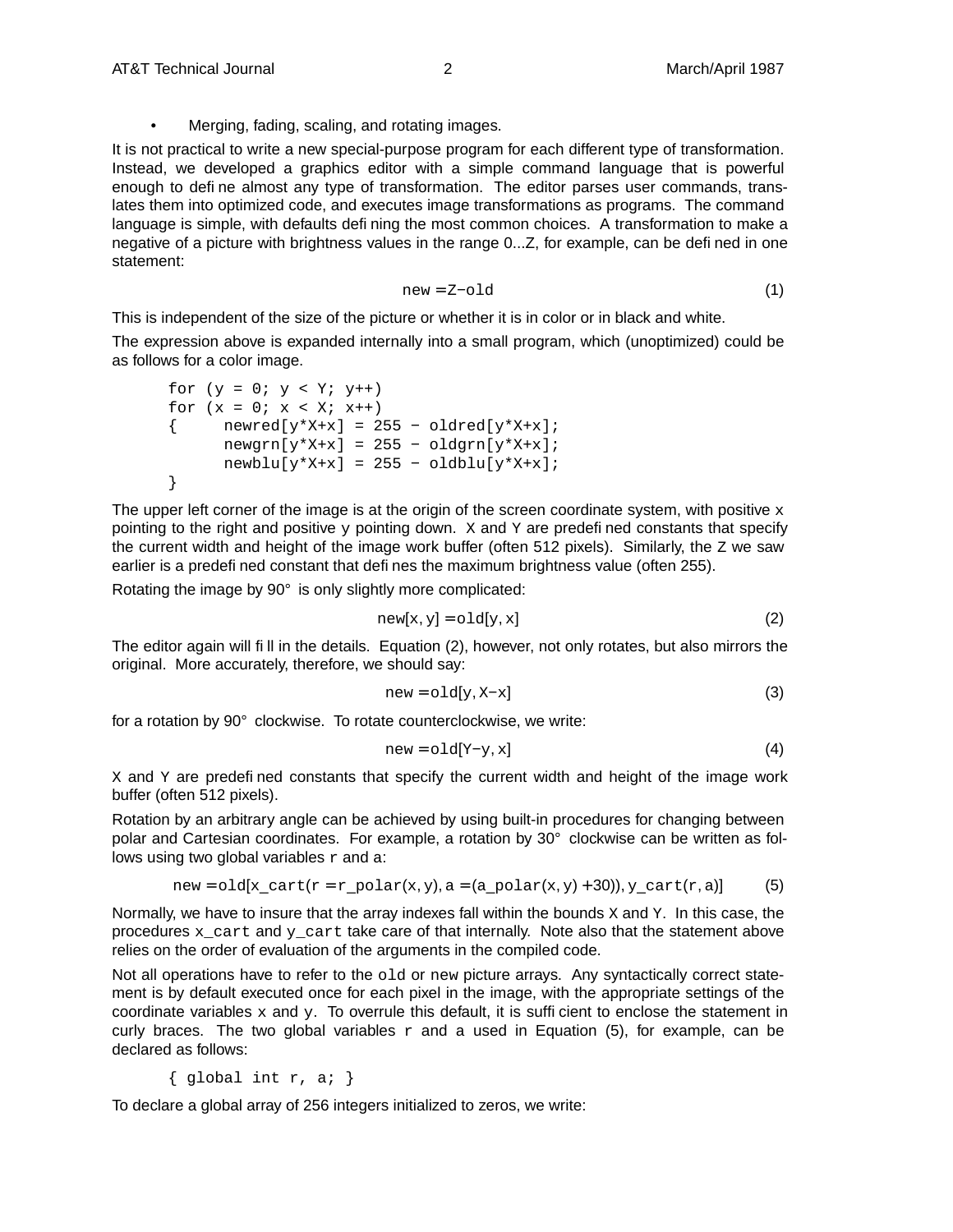- Merging, fading, scaling, and rotating images.

It is not practical to write a new special-purpose program for each different type of transformation. Instead, we developed a graphics editor with a simple command language that is powerful enough to define almost any type of transformation. The editor parses user commands, translates them into optimized code, and executes image transformations as programs. The command language is simple, with defaults defining the most common choices. A transformation to make a negative of a picture with brightness values in the range 0...Z, for example, can be defined in one statement:

$$\texttt{new} = \texttt{Z} - \texttt{old} \tag{1}$$

This is independent of the size of the picture or whether it is in color or in black and white.

The expression above is expanded internally into a small program, which (unoptimized) could be as follows for a color image.

```
for (y = 0; y < Y; y++)
for (x = 0; x < X; x++)
{     newred[y*X+x] = 255 − oldred[y*X+x];
      newgrn[y*X+x] = 255 − oldgrn[y*X+x];
      newblu[y*X+x] = 255 − oldblu[y*X+x];
}
```

The upper left corner of the image is at the origin of the screen coordinate system, with positive x pointing to the right and positive y pointing down. X and Y are predefined constants that specify the current width and height of the image work buffer (often 512 pixels). Similarly, the Z we saw earlier is a predefined constant that defines the maximum brightness value (often 255).

Rotating the image by 90° is only slightly more complicated:

$$\texttt{new}[x, y] = \texttt{old}[y, x] \tag{2}$$

The editor again will fill in the details. Equation (2), however, not only rotates, but also mirrors the original. More accurately, therefore, we should say:

$$\texttt{new} = \texttt{old}[y, X - x] \tag{3}$$

for a rotation by 90° clockwise. To rotate counterclockwise, we write:

$$\texttt{new} = \texttt{old}[Y - y, x] \tag{4}$$

X and Y are predefined constants that specify the current width and height of the image work buffer (often 512 pixels).

Rotation by an arbitrary angle can be achieved by using built-in procedures for changing between polar and Cartesian coordinates. For example, a rotation by 30° clockwise can be written as follows using two global variables r and a:

$$\texttt{new} = \texttt{old}[\texttt{x\_cart}(r = \texttt{r\_polar}(x, y), a = (\texttt{a\_polar}(x, y) + 30)), \texttt{y\_cart}(r, a)] \tag{5}$$

Normally, we have to insure that the array indexes fall within the bounds X and Y. In this case, the procedures x_cart and y_cart take care of that internally. Note also that the statement above relies on the order of evaluation of the arguments in the compiled code.

Not all operations have to refer to the old or new picture arrays. Any syntactically correct statement is by default executed once for each pixel in the image, with the appropriate settings of the coordinate variables x and y. To overrule this default, it is sufficient to enclose the statement in curly braces. The two global variables r and a used in Equation (5), for example, can be declared as follows:

```
{ global int r, a; }
```

To declare a global array of 256 integers initialized to zeros, we write: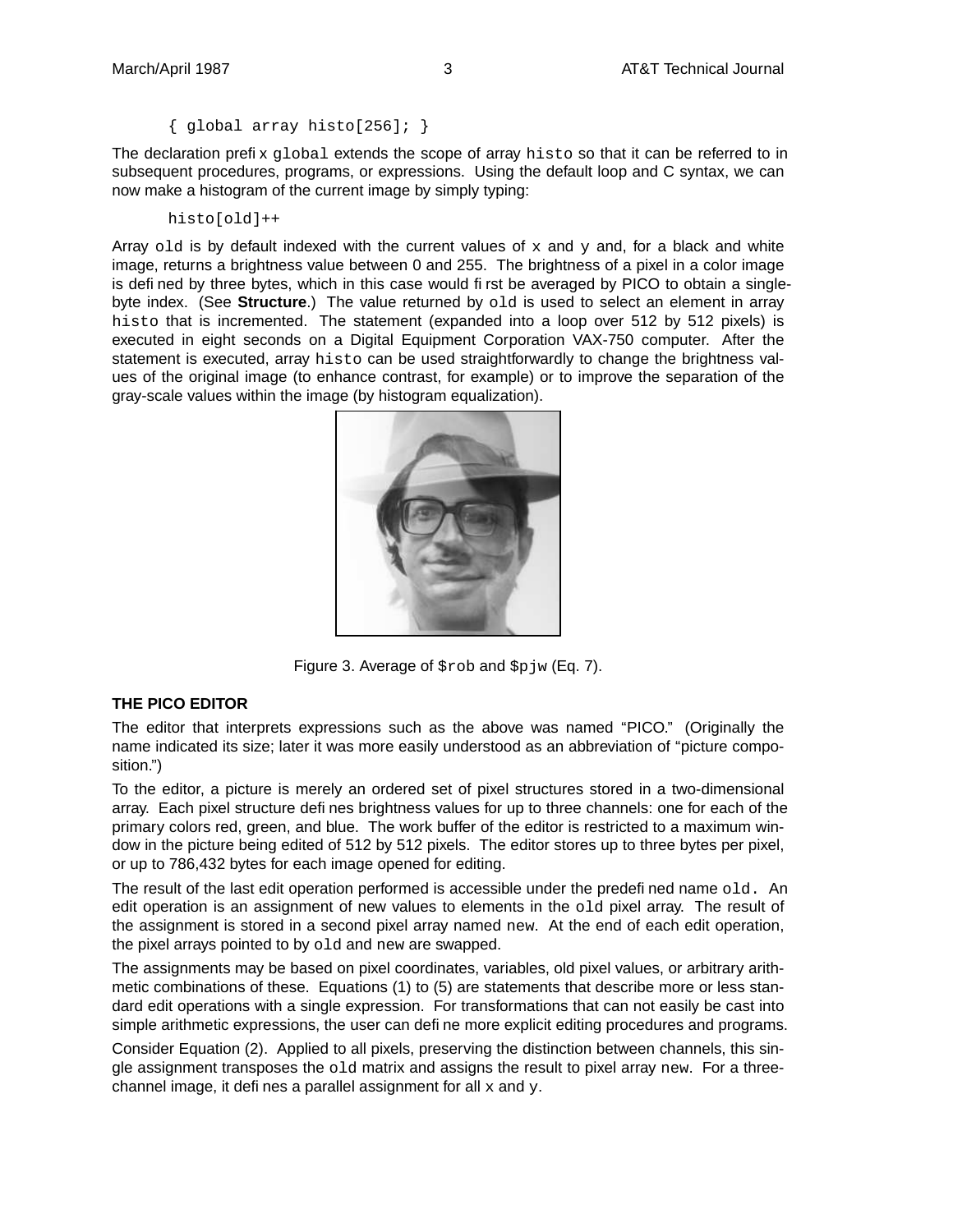```
{ global array histo[256]; }
```

The declaration prefix `global` extends the scope of array `histo` so that it can be referred to in subsequent procedures, programs, or expressions. Using the default loop and C syntax, we can now make a histogram of the current image by simply typing:

```
histo[old]++
```

Array `old` is by default indexed with the current values of `x` and `y` and, for a black and white image, returns a brightness value between 0 and 255. The brightness of a pixel in a color image is defined by three bytes, which in this case would first be averaged by PICO to obtain a single-byte index. (See **Structure**.) The value returned by `old` is used to select an element in array `histo` that is incremented. The statement (expanded into a loop over 512 by 512 pixels) is executed in eight seconds on a Digital Equipment Corporation VAX-750 computer. After the statement is executed, array `histo` can be used straightforwardly to change the brightness values of the original image (to enhance contrast, for example) or to improve the separation of the gray-scale values within the image (by histogram equalization).

Figure 3. Average of `$rob` and `$pjw` (Eq. 7).

### THE PICO EDITOR

The editor that interprets expressions such as the above was named "PICO." (Originally the name indicated its size; later it was more easily understood as an abbreviation of "picture composition.")

To the editor, a picture is merely an ordered set of pixel structures stored in a two-dimensional array. Each pixel structure defines brightness values for up to three channels: one for each of the primary colors red, green, and blue. The work buffer of the editor is restricted to a maximum window in the picture being edited of 512 by 512 pixels. The editor stores up to three bytes per pixel, or up to 786,432 bytes for each image opened for editing.

The result of the last edit operation performed is accessible under the predefined name `old.` An edit operation is an assignment of new values to elements in the `old` pixel array. The result of the assignment is stored in a second pixel array named `new`. At the end of each edit operation, the pixel arrays pointed to by `old` and `new` are swapped.

The assignments may be based on pixel coordinates, variables, old pixel values, or arbitrary arithmetic combinations of these. Equations (1) to (5) are statements that describe more or less standard edit operations with a single expression. For transformations that can not easily be cast into simple arithmetic expressions, the user can define more explicit editing procedures and programs.

Consider Equation (2). Applied to all pixels, preserving the distinction between channels, this single assignment transposes the `old` matrix and assigns the result to pixel array `new`. For a three-channel image, it defines a parallel assignment for all `x` and `y`.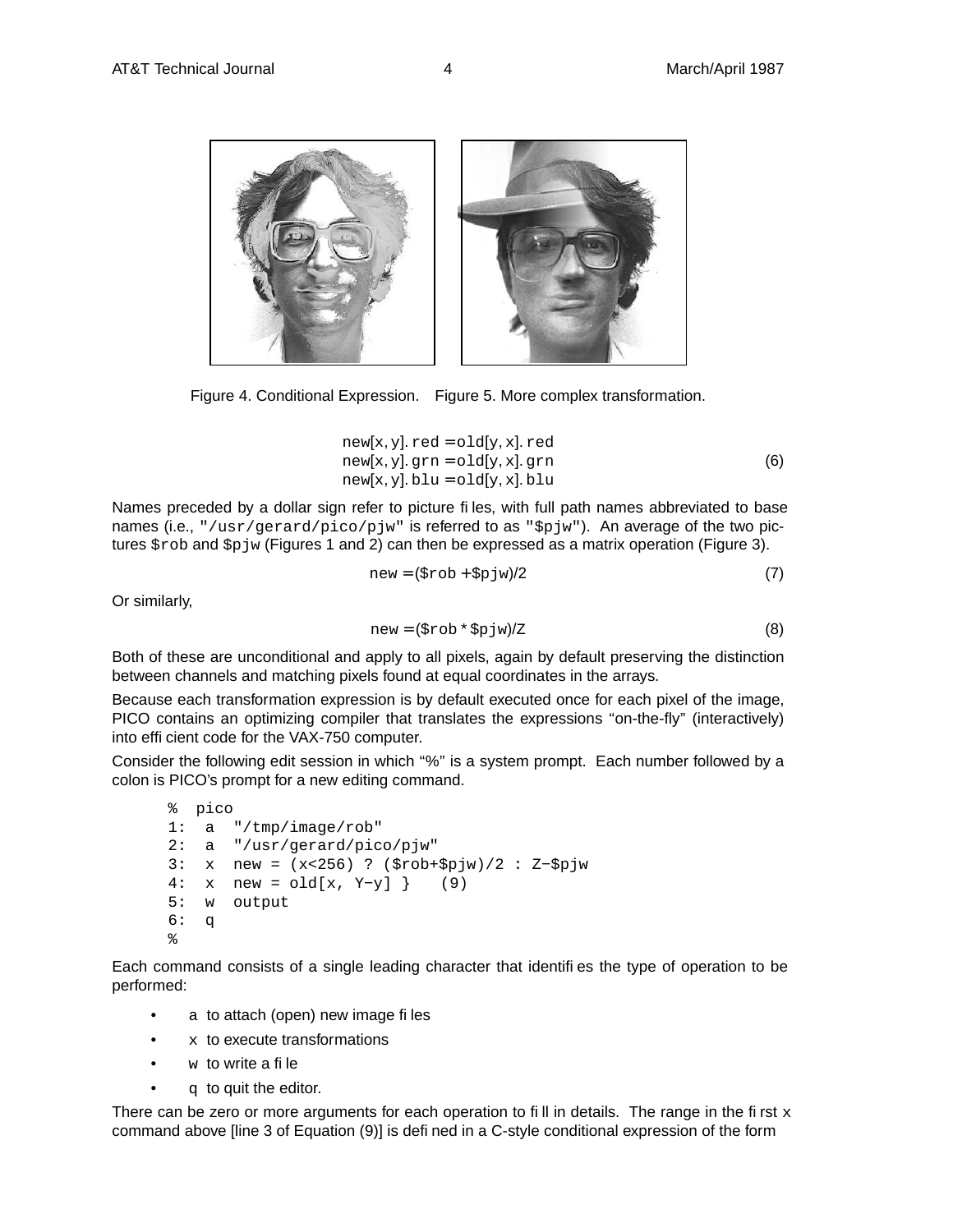Figure 4. Conditional Expression.    Figure 5. More complex transformation.

$$
\begin{aligned}
\texttt{new}[x, y].\texttt{red} &= \texttt{old}[y, x].\texttt{red} \\
\texttt{new}[x, y].\texttt{grn} &= \texttt{old}[y, x].\texttt{grn} \\
\texttt{new}[x, y].\texttt{blu} &= \texttt{old}[y, x].\texttt{blu}
\end{aligned}
\tag{6}
$$

Names preceded by a dollar sign refer to picture files, with full path names abbreviated to base names (i.e., `"/usr/gerard/pico/pjw"` is referred to as `"$pjw"`). An average of the two pictures `$rob` and `$pjw` (Figures 1 and 2) can then be expressed as a matrix operation (Figure 3).

$$\texttt{new} = (\texttt{\$rob} + \texttt{\$pjw})/2 \tag{7}$$

Or similarly,

$$\texttt{new} = (\texttt{\$rob} * \texttt{\$pjw})/Z \tag{8}$$

Both of these are unconditional and apply to all pixels, again by default preserving the distinction between channels and matching pixels found at equal coordinates in the arrays.

Because each transformation expression is by default executed once for each pixel of the image, PICO contains an optimizing compiler that translates the expressions “on-the-fly” (interactively) into efficient code for the VAX-750 computer.

Consider the following edit session in which “%” is a system prompt. Each number followed by a colon is PICO’s prompt for a new editing command.

```
%  pico
1:  a  "/tmp/image/rob"
2:  a  "/usr/gerard/pico/pjw"
3:  x  new = (x<256) ? ($rob+$pjw)/2 : Z−$pjw
4:  x  new = old[x, Y−y] }    (9)
5:  w  output
6:  q
%
```

Each command consists of a single leading character that identifies the type of operation to be performed:

- `a` to attach (open) new image files
- `x` to execute transformations
- `w` to write a file
- `q` to quit the editor.

There can be zero or more arguments for each operation to fill in details. The range in the first `x` command above [line 3 of Equation (9)] is defined in a C-style conditional expression of the form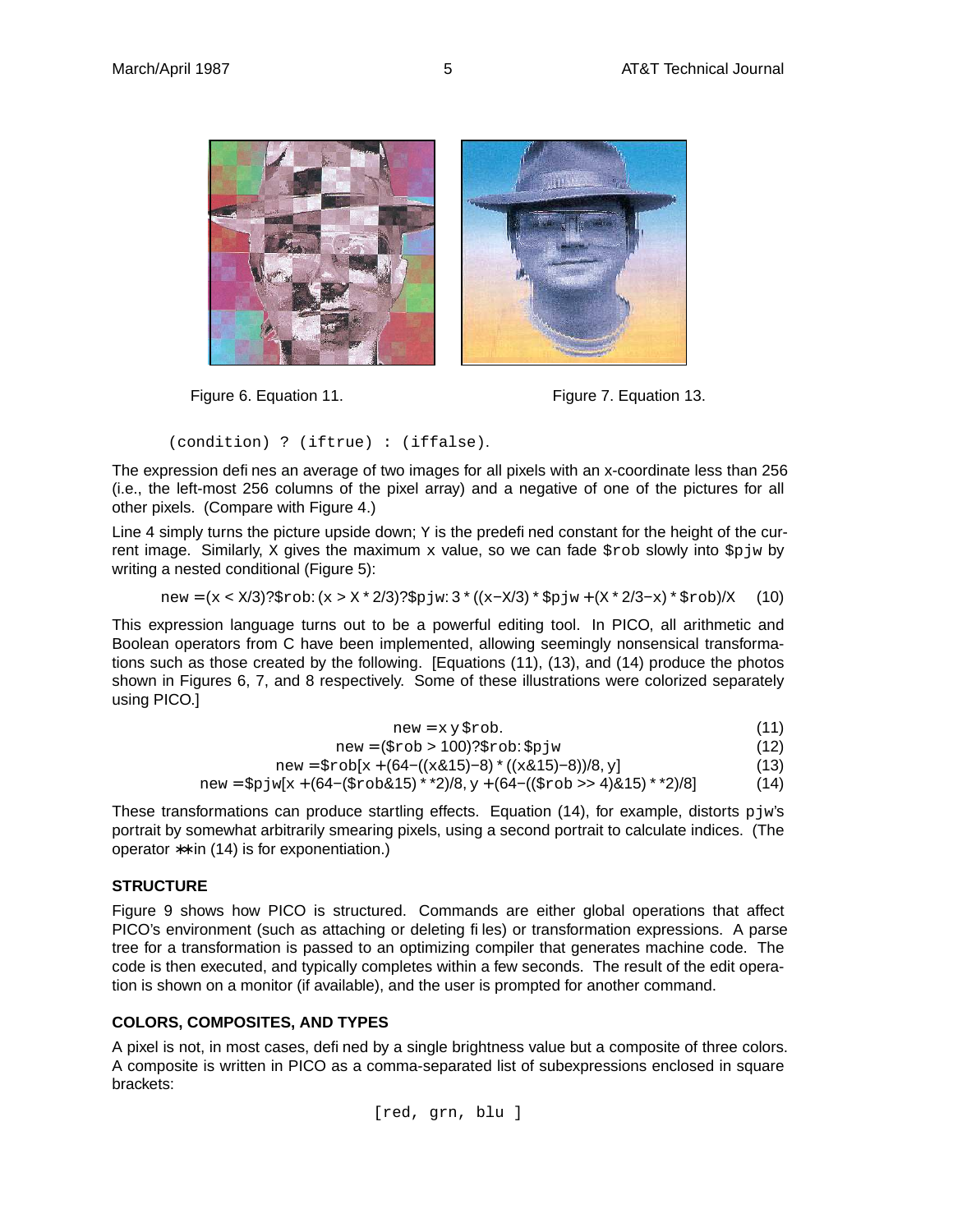Figure 6. Equation 11.

Figure 7. Equation 13.

```
(condition) ? (iftrue) : (iffalse).
```

The expression defines an average of two images for all pixels with an x-coordinate less than 256 (i.e., the left-most 256 columns of the pixel array) and a negative of one of the pictures for all other pixels. (Compare with Figure 4.)

Line 4 simply turns the picture upside down; Y is the predefined constant for the height of the current image. Similarly, X gives the maximum x value, so we can fade `$rob` slowly into `$pjw` by writing a nested conditional (Figure 5):

$$\texttt{new} = (x < X/3) ? \texttt{\$rob} : (x > X * 2/3) ? \texttt{\$pjw} : 3 * ((x - X/3) * \texttt{\$pjw} + (X * 2/3 - x) * \texttt{\$rob})/X \quad (10)$$

This expression language turns out to be a powerful editing tool. In PICO, all arithmetic and Boolean operators from C have been implemented, allowing seemingly nonsensical transformations such as those created by the following. [Equations (11), (13), and (14) produce the photos shown in Figures 6, 7, and 8 respectively. Some of these illustrations were colorized separately using PICO.]

$$\texttt{new} = x\ y\ \texttt{\$rob}. \quad (11)$$

$$\texttt{new} = (\texttt{\$rob} > 100) ? \texttt{\$rob} : \texttt{\$pjw} \quad (12)$$

$$\texttt{new} = \texttt{\$rob}[x + (64 - ((x \& 15) - 8) * ((x \& 15) - 8))/8, y] \quad (13)$$

$$\texttt{new} = \texttt{\$pjw}[x + (64 - (\texttt{\$rob} \& 15) ** 2)/8, y + (64 - ((\texttt{\$rob} >> 4) \& 15) ** 2)/8] \quad (14)$$

These transformations can produce startling effects. Equation (14), for example, distorts `pjw`'s portrait by somewhat arbitrarily smearing pixels, using a second portrait to calculate indices. (The operator ** in (14) is for exponentiation.)

## STRUCTURE

Figure 9 shows how PICO is structured. Commands are either global operations that affect PICO's environment (such as attaching or deleting files) or transformation expressions. A parse tree for a transformation is passed to an optimizing compiler that generates machine code. The code is then executed, and typically completes within a few seconds. The result of the edit operation is shown on a monitor (if available), and the user is prompted for another command.

## COLORS, COMPOSITES, AND TYPES

A pixel is not, in most cases, defined by a single brightness value but a composite of three colors. A composite is written in PICO as a comma-separated list of subexpressions enclosed in square brackets:

```
[red, grn, blu ]
```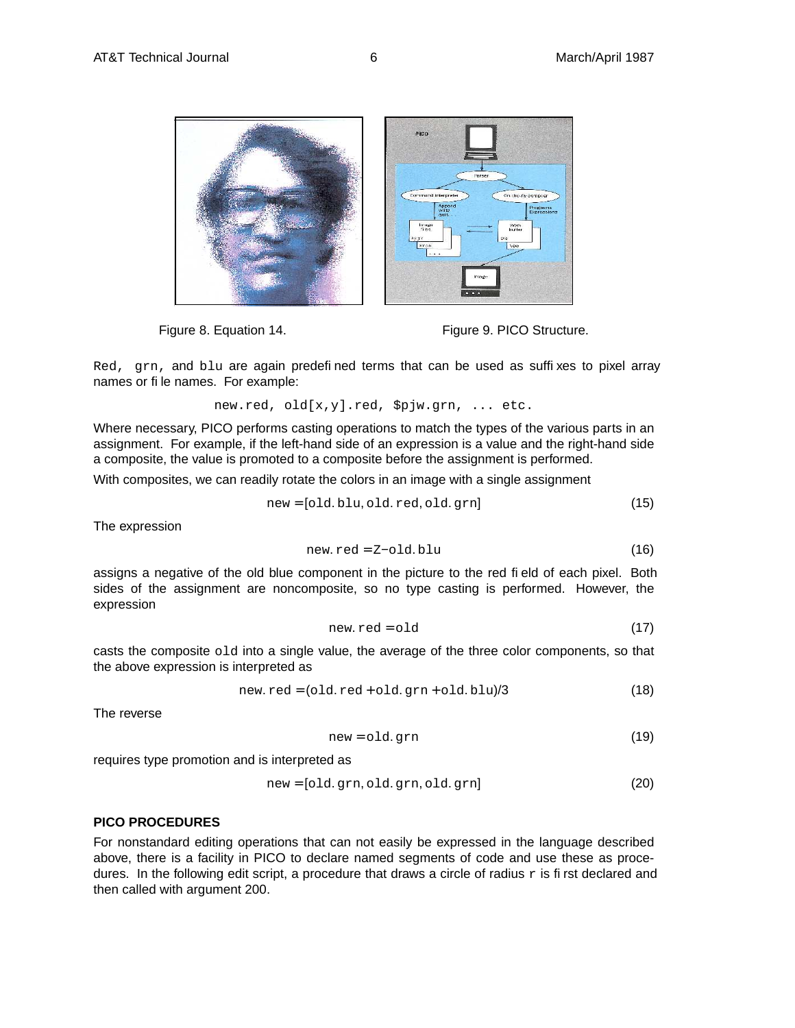Figure 8. Equation 14.

Figure 9. PICO Structure.

Red, grn, and blu are again predefined terms that can be used as suffixes to pixel array names or file names. For example:

```
new.red, old[x,y].red, $pjw.grn, ... etc.
```

Where necessary, PICO performs casting operations to match the types of the various parts in an assignment. For example, if the left-hand side of an expression is a value and the right-hand side a composite, the value is promoted to a composite before the assignment is performed.

With composites, we can readily rotate the colors in an image with a single assignment

$$\texttt{new} = [\texttt{old.blu}, \texttt{old.red}, \texttt{old.grn}] \tag{15}$$

The expression

$$\texttt{new.red} = \texttt{Z} - \texttt{old.blu} \tag{16}$$

assigns a negative of the old blue component in the picture to the red field of each pixel. Both sides of the assignment are noncomposite, so no type casting is performed. However, the expression

$$\texttt{new.red} = \texttt{old} \tag{17}$$

casts the composite old into a single value, the average of the three color components, so that the above expression is interpreted as

$$\texttt{new.red} = (\texttt{old.red} + \texttt{old.grn} + \texttt{old.blu})/3 \tag{18}$$

The reverse

$$\texttt{new} = \texttt{old.grn} \tag{19}$$

requires type promotion and is interpreted as

$$\texttt{new} = [\texttt{old.grn}, \texttt{old.grn}, \texttt{old.grn}] \tag{20}$$

**PICO PROCEDURES**

For nonstandard editing operations that can not easily be expressed in the language described above, there is a facility in PICO to declare named segments of code and use these as procedures. In the following edit script, a procedure that draws a circle of radius r is first declared and then called with argument 200.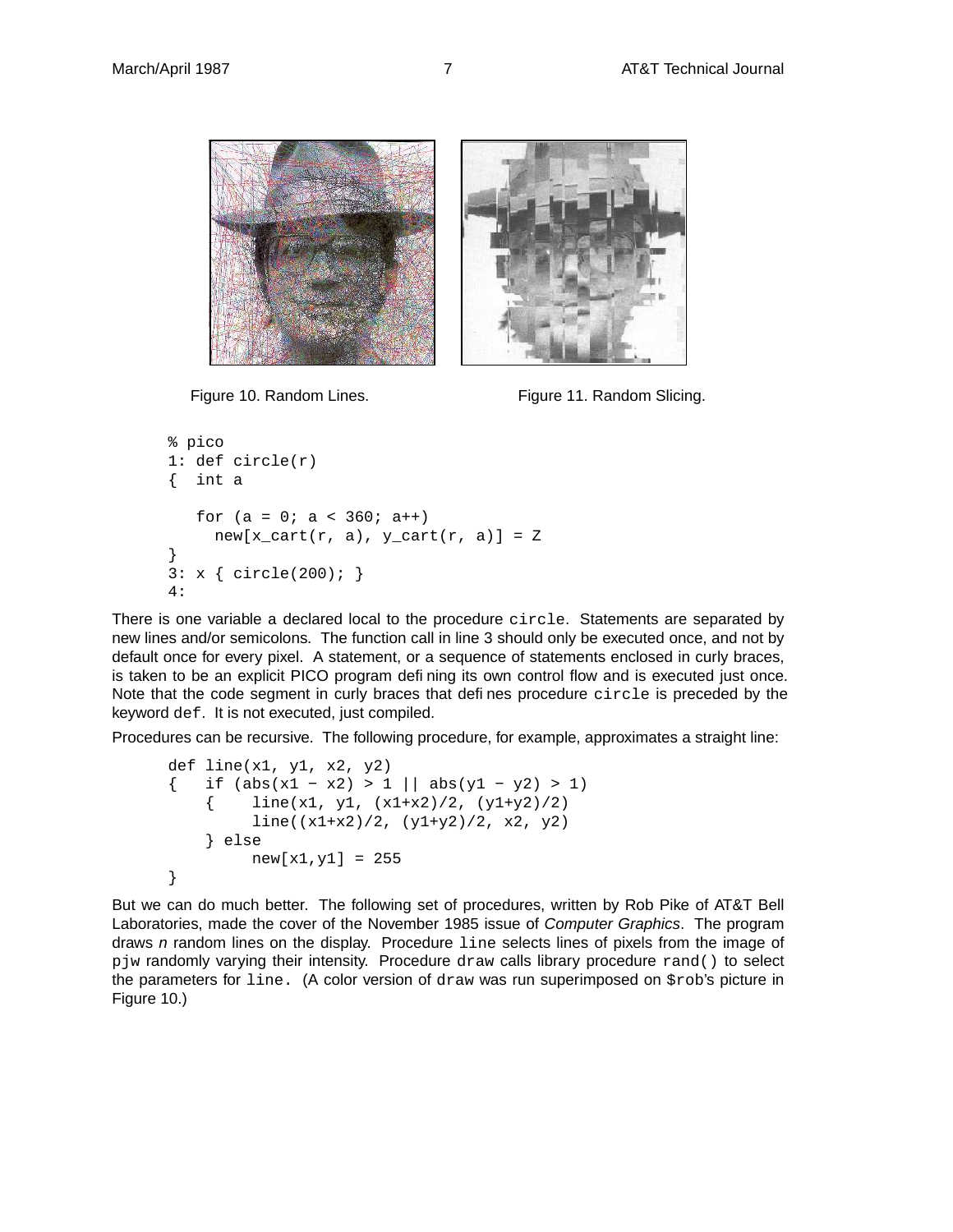Figure 10. Random Lines.

Figure 11. Random Slicing.

```
% pico
1: def circle(r)
{  int a

   for (a = 0; a < 360; a++)
     new[x_cart(r, a), y_cart(r, a)] = Z
}
3: x { circle(200); }
4:
```

There is one variable a declared local to the procedure `circle`. Statements are separated by new lines and/or semicolons. The function call in line 3 should only be executed once, and not by default once for every pixel. A statement, or a sequence of statements enclosed in curly braces, is taken to be an explicit PICO program defining its own control flow and is executed just once. Note that the code segment in curly braces that defines procedure `circle` is preceded by the keyword `def`. It is not executed, just compiled.

Procedures can be recursive. The following procedure, for example, approximates a straight line:

```
def line(x1, y1, x2, y2)
{   if (abs(x1 − x2) > 1 || abs(y1 − y2) > 1)
    {    line(x1, y1, (x1+x2)/2, (y1+y2)/2)
         line((x1+x2)/2, (y1+y2)/2, x2, y2)
    } else
         new[x1,y1] = 255
}
```

But we can do much better. The following set of procedures, written by Rob Pike of AT&T Bell Laboratories, made the cover of the November 1985 issue of *Computer Graphics*. The program draws *n* random lines on the display. Procedure `line` selects lines of pixels from the image of `pjw` randomly varying their intensity. Procedure `draw` calls library procedure `rand()` to select the parameters for `line.` (A color version of `draw` was run superimposed on `$rob`'s picture in Figure 10.)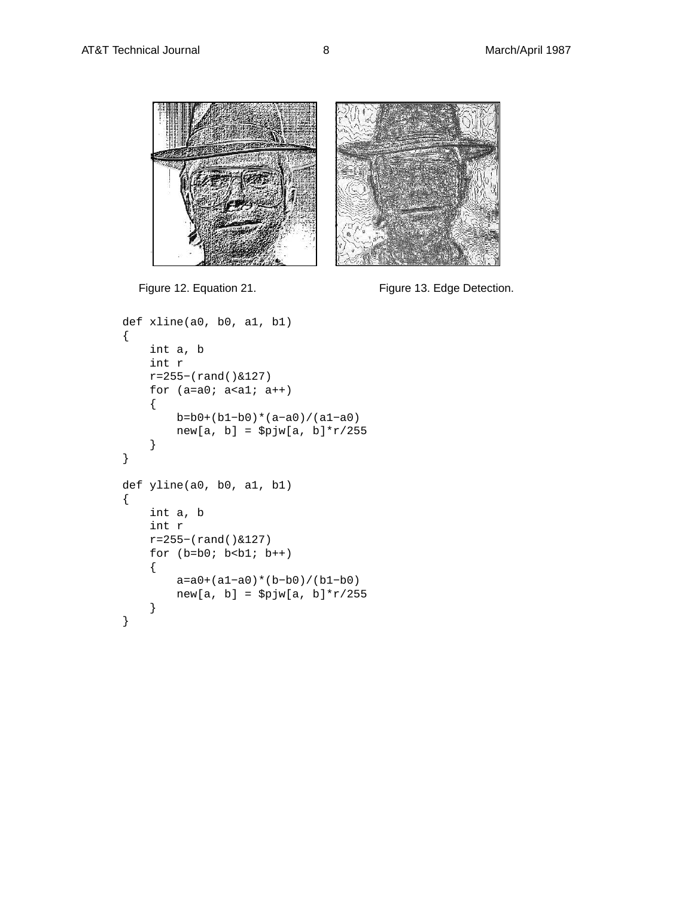Figure 12. Equation 21.

Figure 13. Edge Detection.

```
def xline(a0, b0, a1, b1)
{
    int a, b
    int r
    r=255−(rand()&127)
    for (a=a0; a<a1; a++)
    {
        b=b0+(b1−b0)*(a−a0)/(a1−a0)
        new[a, b] = $pjw[a, b]*r/255
    }
}

def yline(a0, b0, a1, b1)
{
    int a, b
    int r
    r=255−(rand()&127)
    for (b=b0; b<b1; b++)
    {
        a=a0+(a1−a0)*(b−b0)/(b1−b0)
        new[a, b] = $pjw[a, b]*r/255
    }
}
```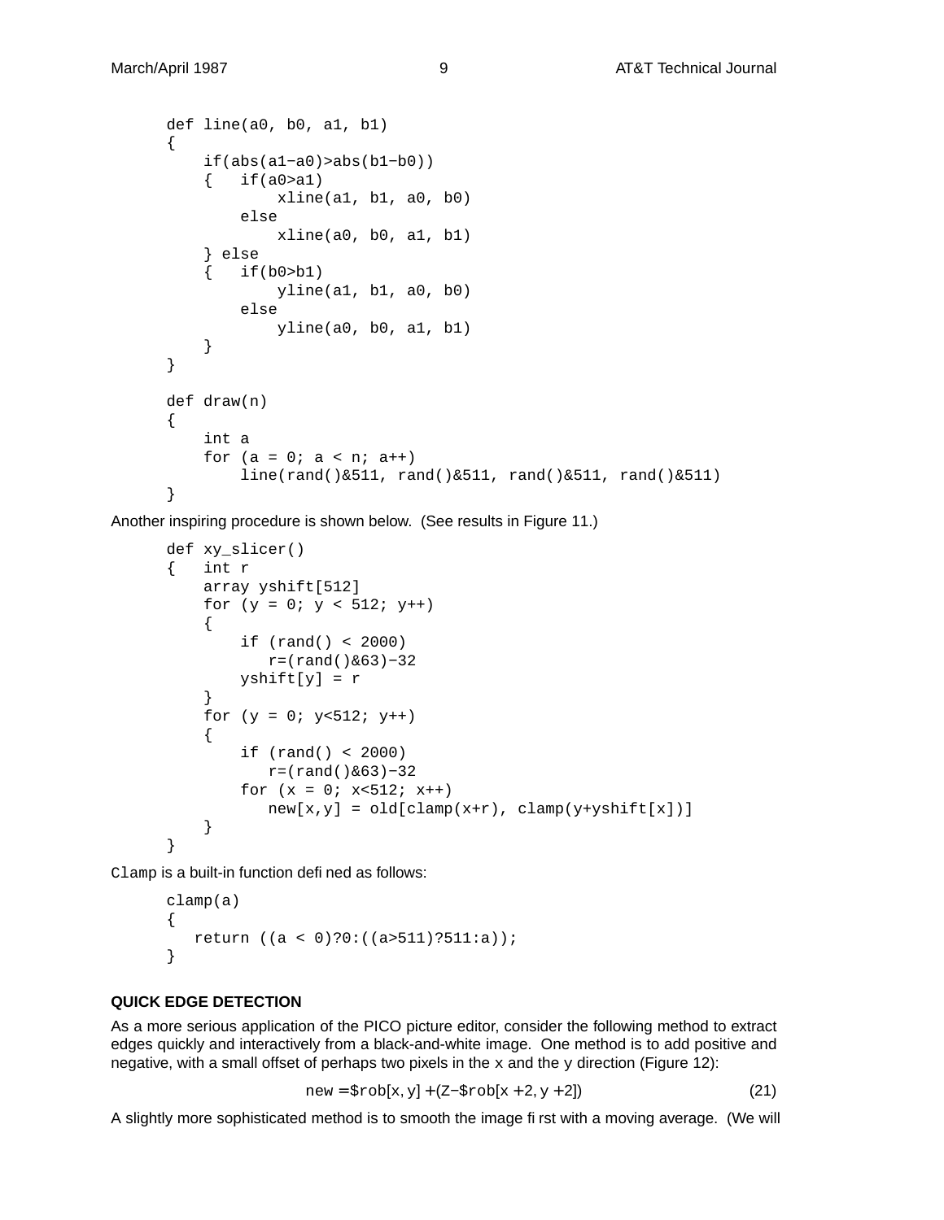```
def line(a0, b0, a1, b1)
{
    if(abs(a1−a0)>abs(b1−b0))
    {   if(a0>a1)
            xline(a1, b1, a0, b0)
        else
            xline(a0, b0, a1, b1)
    } else
    {   if(b0>b1)
            yline(a1, b1, a0, b0)
        else
            yline(a0, b0, a1, b1)
    }
}

def draw(n)
{
    int a
    for (a = 0; a < n; a++)
        line(rand()&511, rand()&511, rand()&511, rand()&511)
}
```

Another inspiring procedure is shown below. (See results in Figure 11.)

```
def xy_slicer()
{   int r
    array yshift[512]
    for (y = 0; y < 512; y++)
    {
        if (rand() < 2000)
           r=(rand()&63)−32
        yshift[y] = r
    }
    for (y = 0; y<512; y++)
    {
        if (rand() < 2000)
           r=(rand()&63)−32
        for (x = 0; x<512; x++)
           new[x,y] = old[clamp(x+r), clamp(y+yshift[x])]
    }
}
```

`Clamp` is a built-in function defined as follows:

```
clamp(a)
{
   return ((a < 0)?0:((a>511)?511:a));
}
```

**QUICK EDGE DETECTION**

As a more serious application of the PICO picture editor, consider the following method to extract edges quickly and interactively from a black-and-white image. One method is to add positive and negative, with a small offset of perhaps two pixels in the x and the y direction (Figure 12):

$$\text{new} = \$\text{rob}[x, y] + (Z - \$\text{rob}[x + 2, y + 2]) \tag{21}$$

A slightly more sophisticated method is to smooth the image first with a moving average. (We will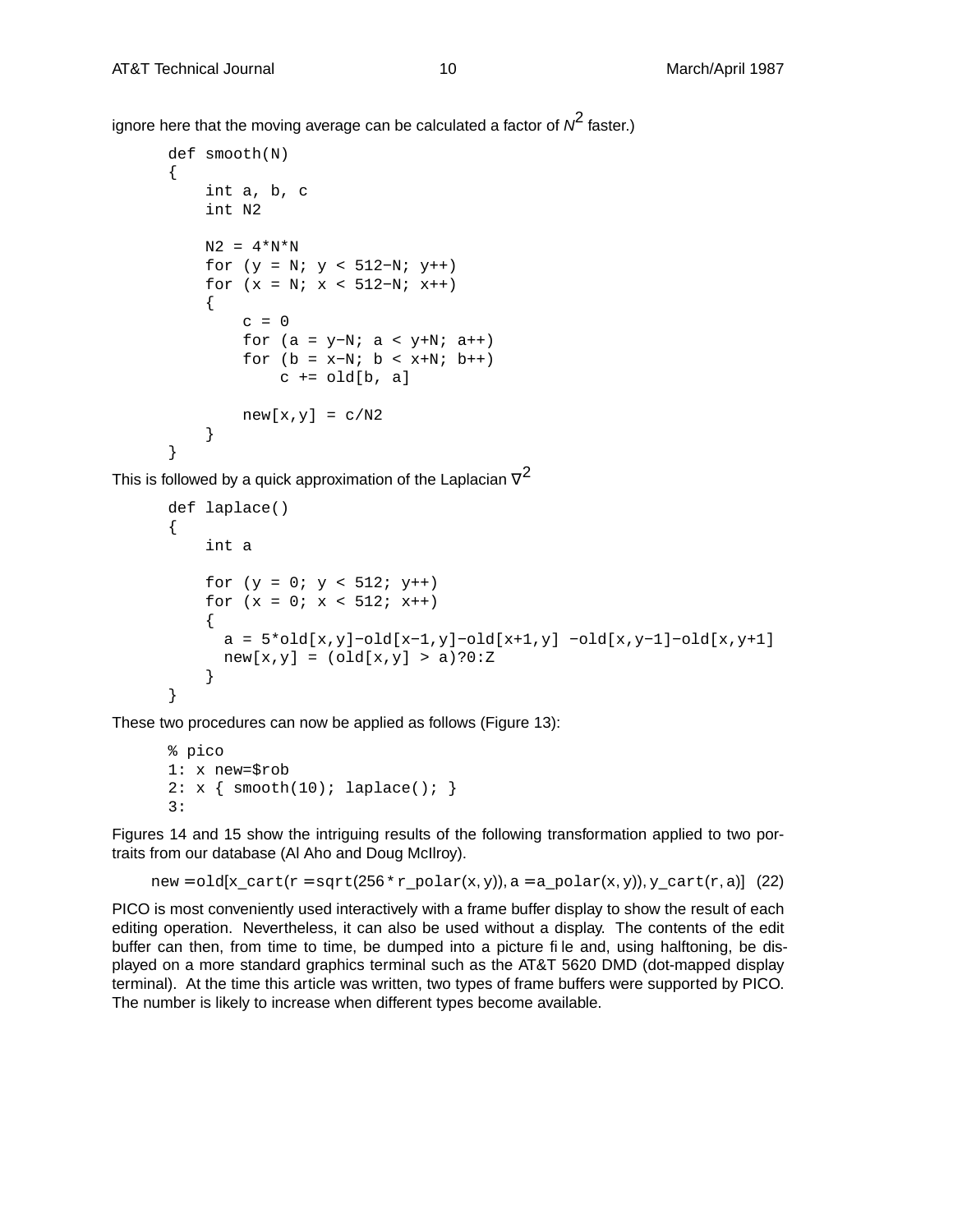ignore here that the moving average can be calculated a factor of $N^2$ faster.)

```
def smooth(N)
{
    int a, b, c
    int N2

    N2 = 4*N*N
    for (y = N; y < 512−N; y++)
    for (x = N; x < 512−N; x++)
    {
        c = 0
        for (a = y−N; a < y+N; a++)
        for (b = x−N; b < x+N; b++)
            c += old[b, a]

        new[x,y] = c/N2
    }
}
```

This is followed by a quick approximation of the Laplacian $\nabla^2$

```
def laplace()
{
    int a

    for (y = 0; y < 512; y++)
    for (x = 0; x < 512; x++)
    {
      a = 5*old[x,y]−old[x−1,y]−old[x+1,y] −old[x,y−1]−old[x,y+1]
      new[x,y] = (old[x,y] > a)?0:Z
    }
}
```

These two procedures can now be applied as follows (Figure 13):

```
% pico
1: x new=$rob
2: x { smooth(10); laplace(); }
3:
```

Figures 14 and 15 show the intriguing results of the following transformation applied to two portraits from our database (Al Aho and Doug McIlroy).

$$\texttt{new} = \texttt{old}[\texttt{x\_cart}(\texttt{r} = \texttt{sqrt}(256 * \texttt{r\_polar}(\texttt{x}, \texttt{y})), \texttt{a} = \texttt{a\_polar}(\texttt{x}, \texttt{y})), \texttt{y\_cart}(\texttt{r}, \texttt{a})] \quad (22)$$

PICO is most conveniently used interactively with a frame buffer display to show the result of each editing operation. Nevertheless, it can also be used without a display. The contents of the edit buffer can then, from time to time, be dumped into a picture file and, using halftoning, be displayed on a more standard graphics terminal such as the AT&T 5620 DMD (dot-mapped display terminal). At the time this article was written, two types of frame buffers were supported by PICO. The number is likely to increase when different types become available.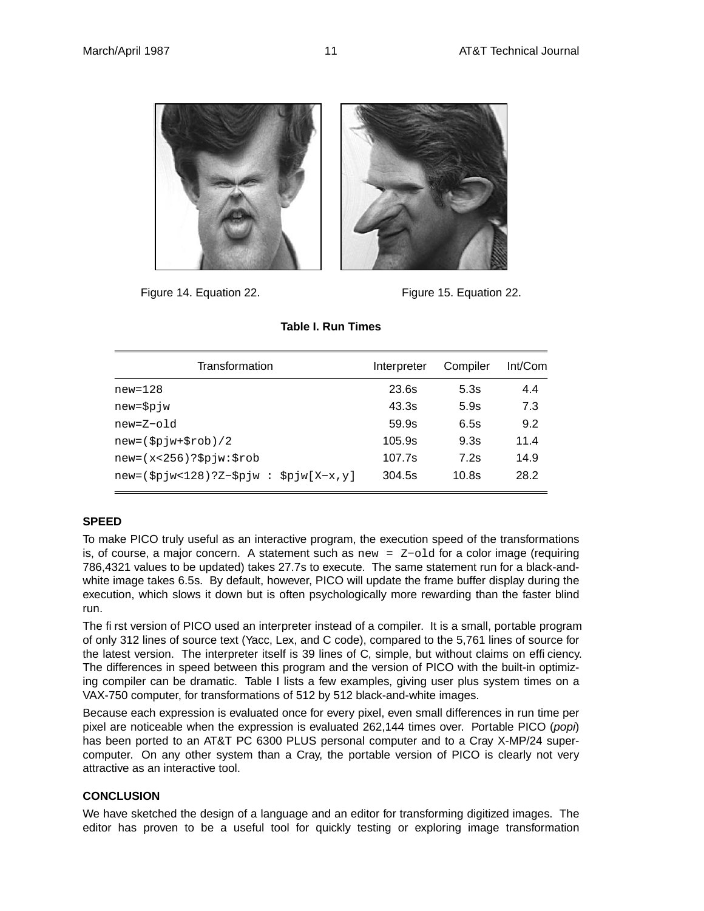Figure 14. Equation 22.

Figure 15. Equation 22.

**Table I. Run Times**

| Transformation | Interpreter | Compiler | Int/Com |
|---|---|---|---|
| `new=128` | 23.6s | 5.3s | 4.4 |
| `new=$pjw` | 43.3s | 5.9s | 7.3 |
| `new=Z−old` | 59.9s | 6.5s | 9.2 |
| `new=($pjw+$rob)/2` | 105.9s | 9.3s | 11.4 |
| `new=(x<256)?$pjw:$rob` | 107.7s | 7.2s | 14.9 |
| `new=($pjw<128)?Z−$pjw : $pjw[X−x,y]` | 304.5s | 10.8s | 28.2 |

## SPEED

To make PICO truly useful as an interactive program, the execution speed of the transformations is, of course, a major concern. A statement such as `new = Z−old` for a color image (requiring 786,4321 values to be updated) takes 27.7s to execute. The same statement run for a black-and-white image takes 6.5s. By default, however, PICO will update the frame buffer display during the execution, which slows it down but is often psychologically more rewarding than the faster blind run.

The first version of PICO used an interpreter instead of a compiler. It is a small, portable program of only 312 lines of source text (Yacc, Lex, and C code), compared to the 5,761 lines of source for the latest version. The interpreter itself is 39 lines of C, simple, but without claims on efficiency. The differences in speed between this program and the version of PICO with the built-in optimizing compiler can be dramatic. Table I lists a few examples, giving user plus system times on a VAX-750 computer, for transformations of 512 by 512 black-and-white images.

Because each expression is evaluated once for every pixel, even small differences in run time per pixel are noticeable when the expression is evaluated 262,144 times over. Portable PICO (*popi*) has been ported to an AT&T PC 6300 PLUS personal computer and to a Cray X-MP/24 supercomputer. On any other system than a Cray, the portable version of PICO is clearly not very attractive as an interactive tool.

## CONCLUSION

We have sketched the design of a language and an editor for transforming digitized images. The editor has proven to be a useful tool for quickly testing or exploring image transformation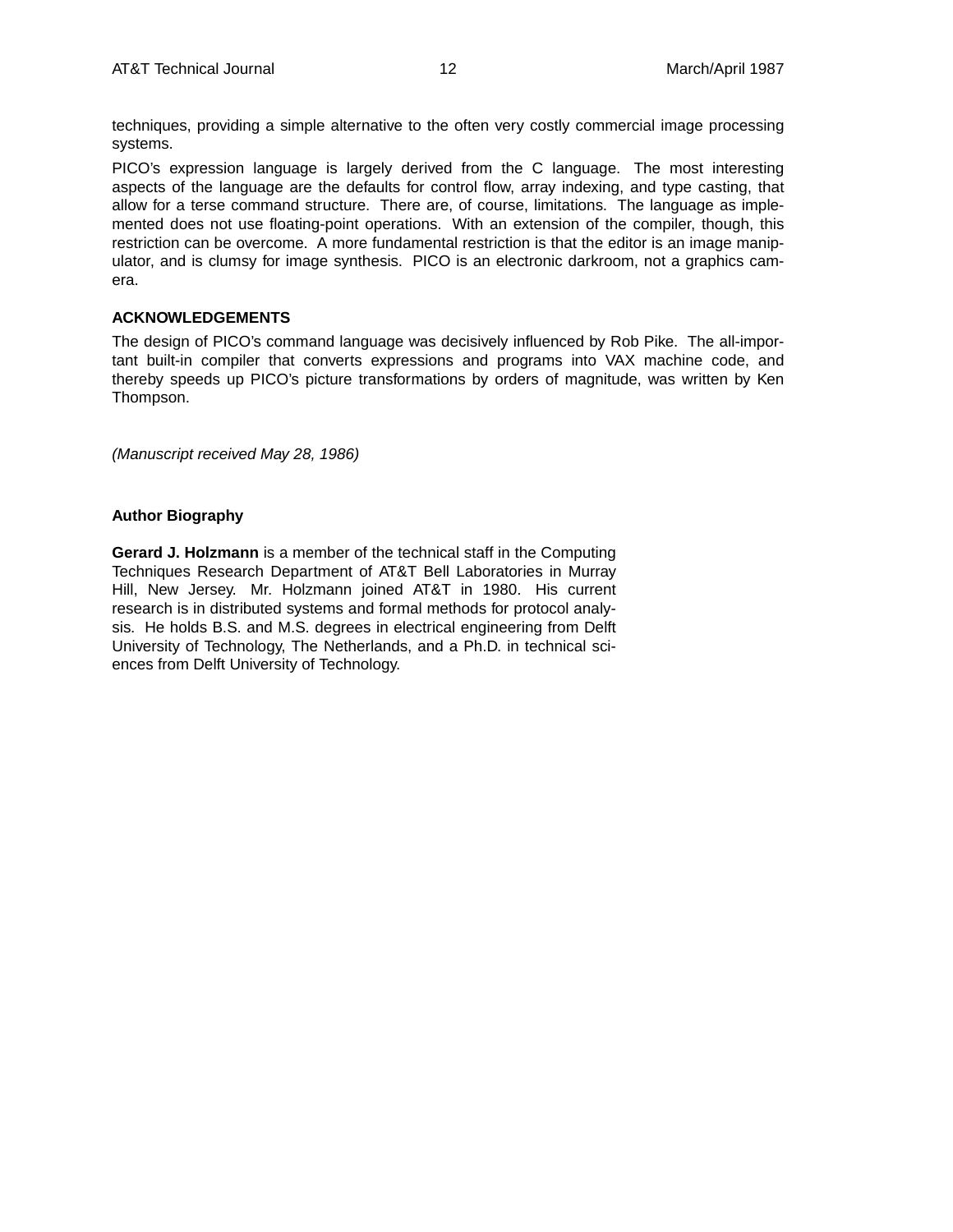techniques, providing a simple alternative to the often very costly commercial image processing systems.

PICO's expression language is largely derived from the C language. The most interesting aspects of the language are the defaults for control flow, array indexing, and type casting, that allow for a terse command structure. There are, of course, limitations. The language as implemented does not use floating-point operations. With an extension of the compiler, though, this restriction can be overcome. A more fundamental restriction is that the editor is an image manipulator, and is clumsy for image synthesis. PICO is an electronic darkroom, not a graphics camera.

## ACKNOWLEDGEMENTS

The design of PICO's command language was decisively influenced by Rob Pike. The all-important built-in compiler that converts expressions and programs into VAX machine code, and thereby speeds up PICO's picture transformations by orders of magnitude, was written by Ken Thompson.

*(Manuscript received May 28, 1986)*

## Author Biography

**Gerard J. Holzmann** is a member of the technical staff in the Computing Techniques Research Department of AT&T Bell Laboratories in Murray Hill, New Jersey. Mr. Holzmann joined AT&T in 1980. His current research is in distributed systems and formal methods for protocol analysis. He holds B.S. and M.S. degrees in electrical engineering from Delft University of Technology, The Netherlands, and a Ph.D. in technical sciences from Delft University of Technology.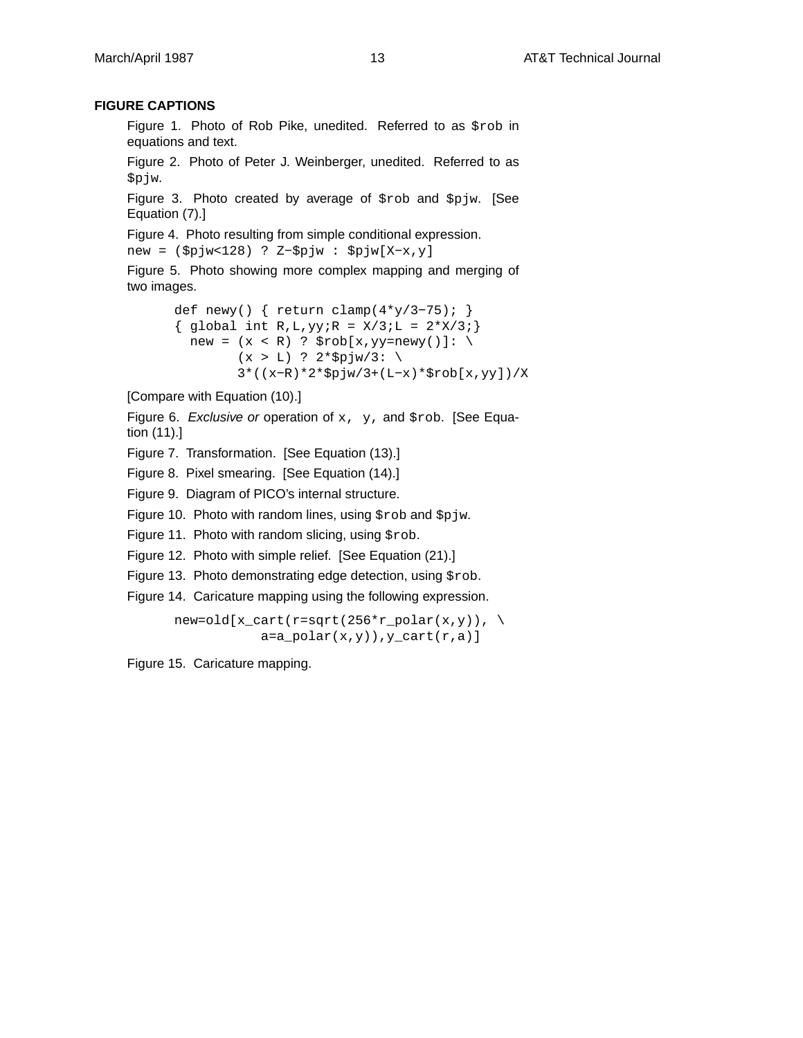## FIGURE CAPTIONS

Figure 1. Photo of Rob Pike, unedited. Referred to as `$rob` in equations and text.

Figure 2. Photo of Peter J. Weinberger, unedited. Referred to as `$pjw`.

Figure 3. Photo created by average of `$rob` and `$pjw`. [See Equation (7).]

Figure 4. Photo resulting from simple conditional expression.
`new = ($pjw<128) ? Z−$pjw : $pjw[X−x,y]`

Figure 5. Photo showing more complex mapping and merging of two images.

```
def newy() { return clamp(4*y/3−75); }
{ global int R,L,yy;R = X/3;L = 2*X/3;}
  new = (x < R) ? $rob[x,yy=newy()]: \
        (x > L) ? 2*$pjw/3: \
        3*((x−R)*2*$pjw/3+(L−x)*$rob[x,yy])/X
```

[Compare with Equation (10).]

Figure 6. *Exclusive or* operation of `x, y,` and `$rob`. [See Equation (11).]

Figure 7. Transformation. [See Equation (13).]

Figure 8. Pixel smearing. [See Equation (14).]

Figure 9. Diagram of PICO's internal structure.

Figure 10. Photo with random lines, using `$rob` and `$pjw`.

Figure 11. Photo with random slicing, using `$rob`.

Figure 12. Photo with simple relief. [See Equation (21).]

Figure 13. Photo demonstrating edge detection, using `$rob`.

Figure 14. Caricature mapping using the following expression.

```
new=old[x_cart(r=sqrt(256*r_polar(x,y)), \
           a=a_polar(x,y)),y_cart(r,a)]
```

Figure 15. Caricature mapping.